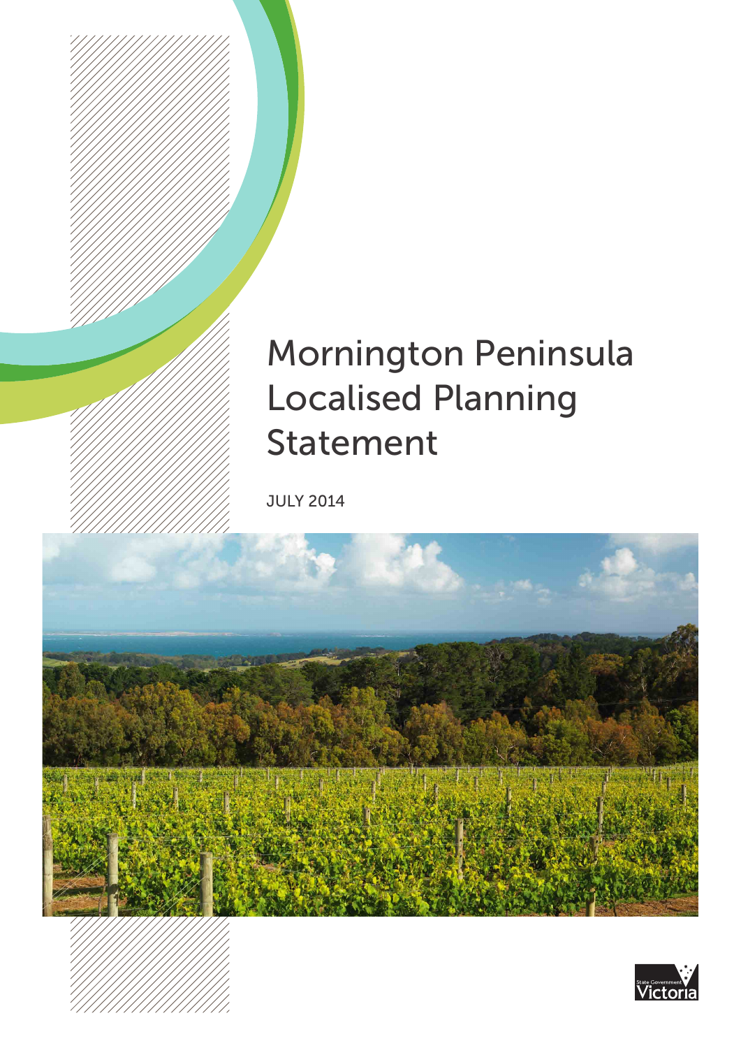# Mornington Peninsula Localised Planning Statement

JULY 2014

State Government Victoria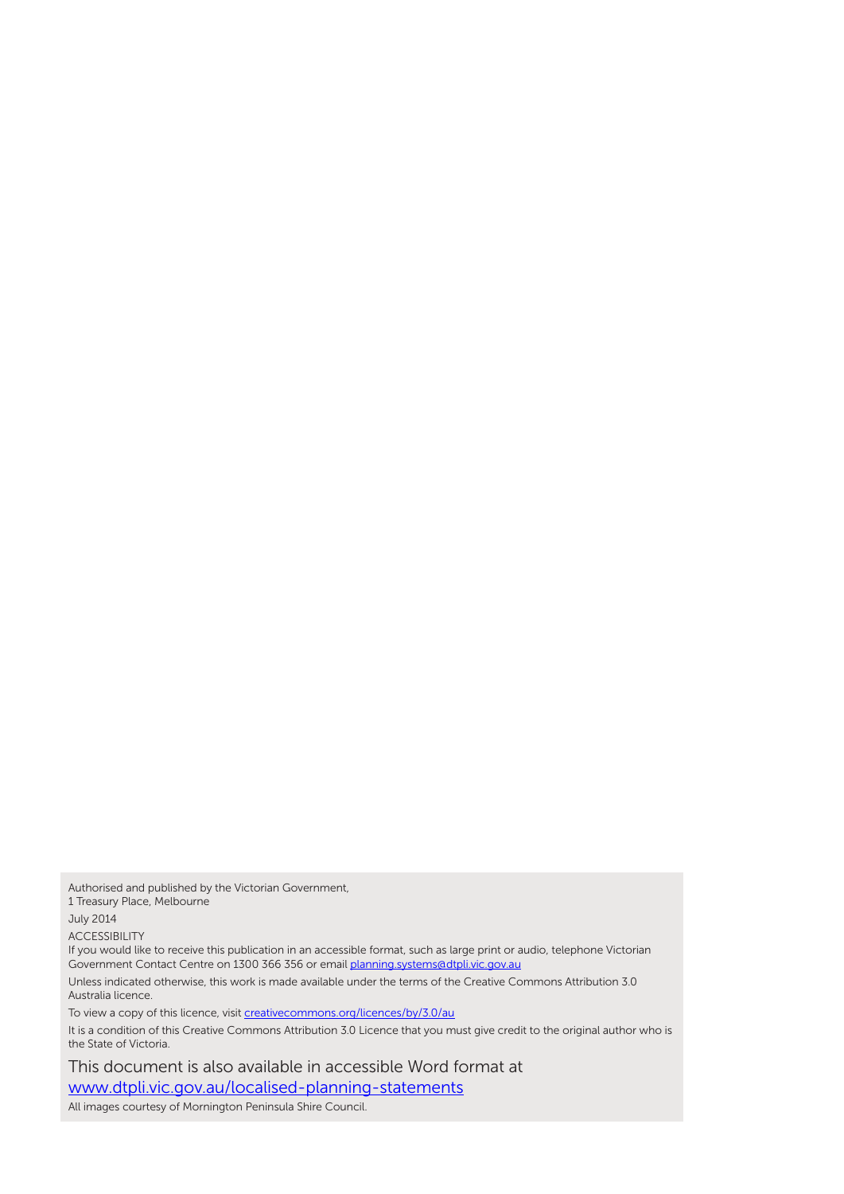Authorised and published by the Victorian Government,
1 Treasury Place, Melbourne

July 2014

ACCESSIBILITY
If you would like to receive this publication in an accessible format, such as large print or audio, telephone Victorian Government Contact Centre on 1300 366 356 or email [planning.systems@dtpli.vic.gov.au](mailto:planning.systems@dtpli.vic.gov.au)

Unless indicated otherwise, this work is made available under the terms of the Creative Commons Attribution 3.0 Australia licence.

To view a copy of this licence, visit [creativecommons.org/licences/by/3.0/au](http://creativecommons.org/licences/by/3.0/au)

It is a condition of this Creative Commons Attribution 3.0 Licence that you must give credit to the original author who is the State of Victoria.

This document is also available in accessible Word format at
[www.dtpli.vic.gov.au/localised-planning-statements](http://www.dtpli.vic.gov.au/localised-planning-statements)

All images courtesy of Mornington Peninsula Shire Council.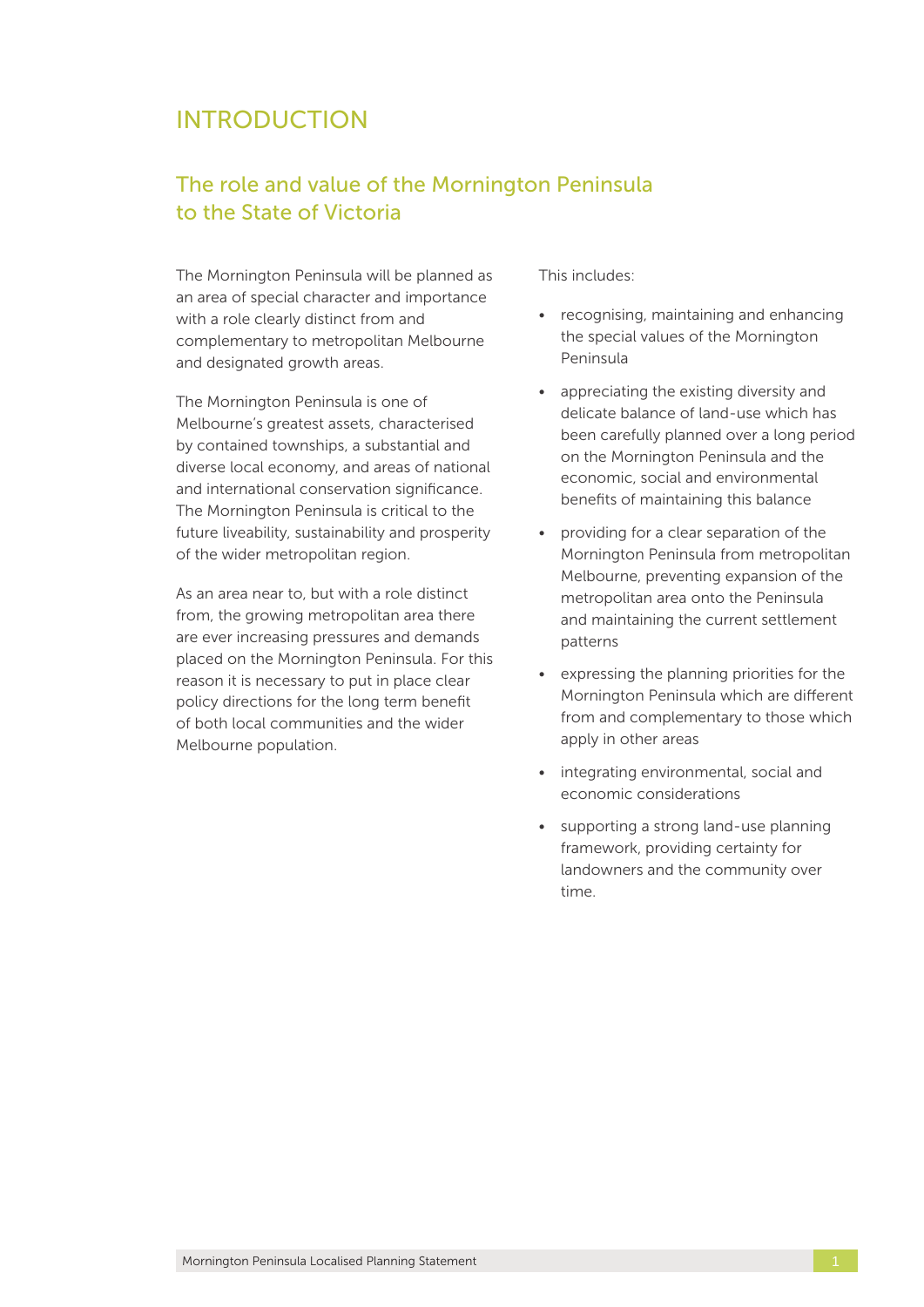# INTRODUCTION

## The role and value of the Mornington Peninsula to the State of Victoria

The Mornington Peninsula will be planned as an area of special character and importance with a role clearly distinct from and complementary to metropolitan Melbourne and designated growth areas.

The Mornington Peninsula is one of Melbourne's greatest assets, characterised by contained townships, a substantial and diverse local economy, and areas of national and international conservation significance. The Mornington Peninsula is critical to the future liveability, sustainability and prosperity of the wider metropolitan region.

As an area near to, but with a role distinct from, the growing metropolitan area there are ever increasing pressures and demands placed on the Mornington Peninsula. For this reason it is necessary to put in place clear policy directions for the long term benefit of both local communities and the wider Melbourne population.

This includes:

- recognising, maintaining and enhancing the special values of the Mornington Peninsula
- appreciating the existing diversity and delicate balance of land-use which has been carefully planned over a long period on the Mornington Peninsula and the economic, social and environmental benefits of maintaining this balance
- providing for a clear separation of the Mornington Peninsula from metropolitan Melbourne, preventing expansion of the metropolitan area onto the Peninsula and maintaining the current settlement patterns
- expressing the planning priorities for the Mornington Peninsula which are different from and complementary to those which apply in other areas
- integrating environmental, social and economic considerations
- supporting a strong land-use planning framework, providing certainty for landowners and the community over time.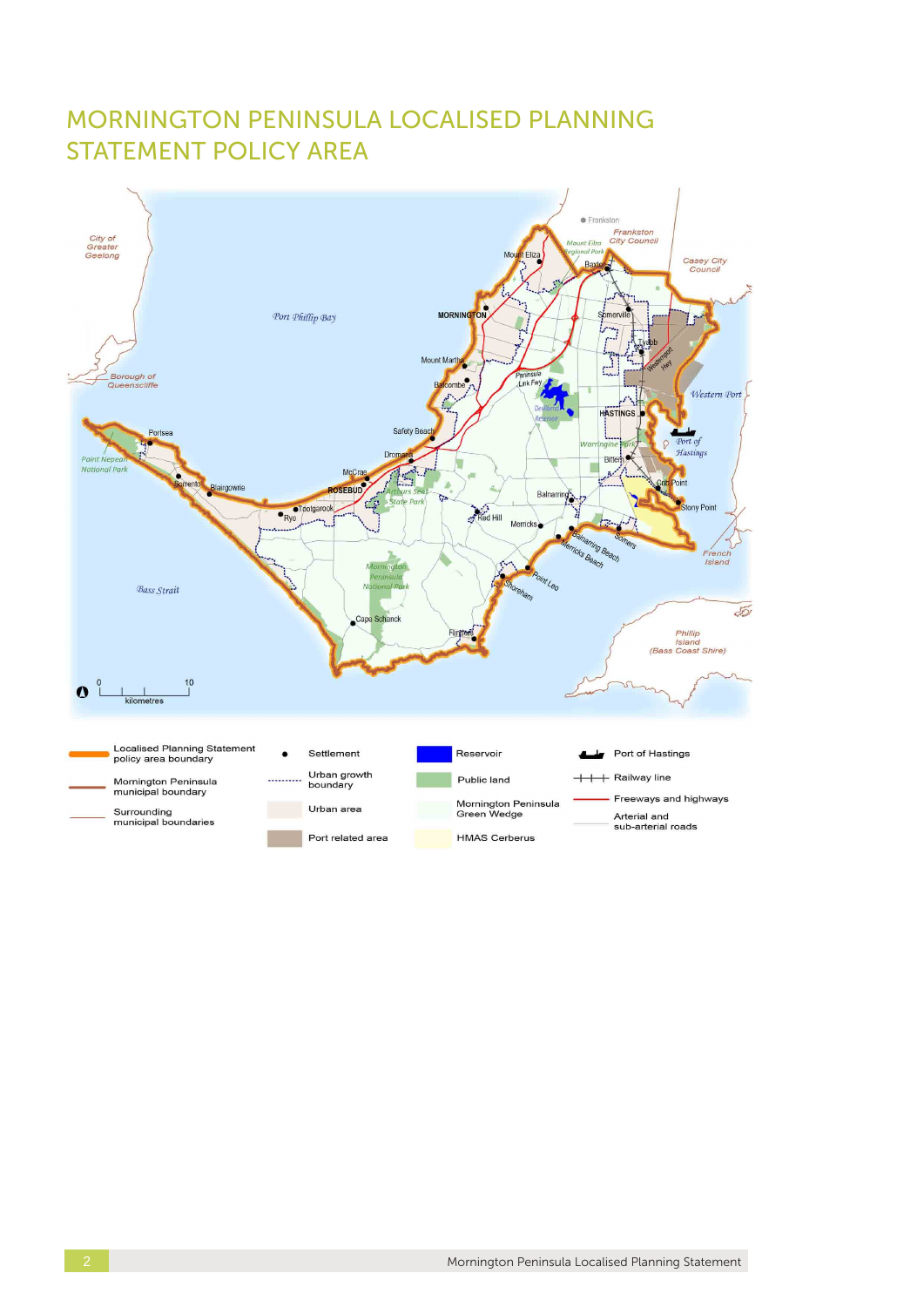# MORNINGTON PENINSULA LOCALISED PLANNING STATEMENT POLICY AREA

| Legend | |
|---|---|
| Localised Planning Statement policy area boundary | Settlement |
| Mornington Peninsula municipal boundary | Urban growth boundary |
| Surrounding municipal boundaries | Urban area |
| Port related area | Reservoir |
| Public land | Mornington Peninsula Green Wedge |
| HMAS Cerberus | Port of Hastings |
| Railway line | Freeways and highways |
| Arterial and sub-arterial roads | |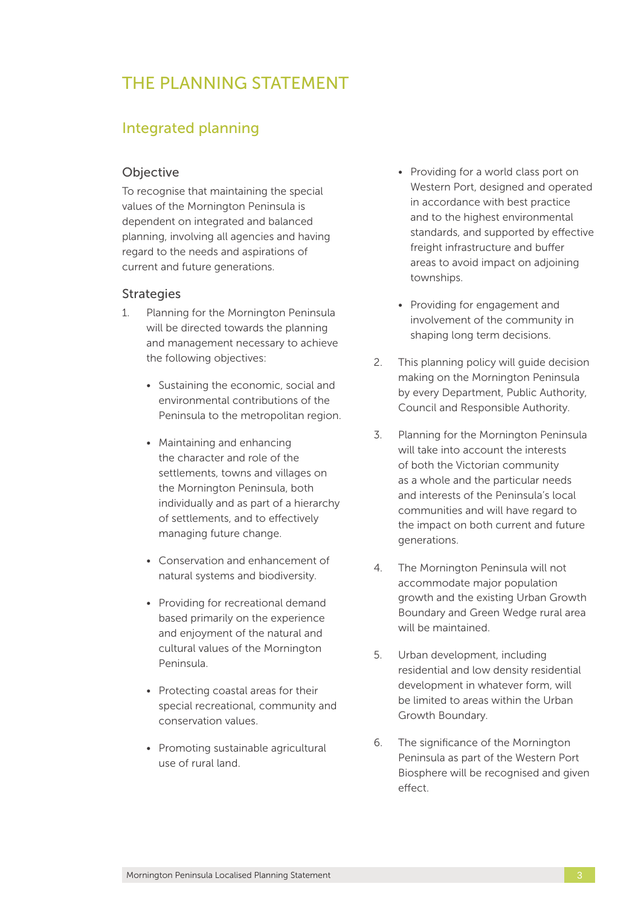# THE PLANNING STATEMENT

## Integrated planning

### Objective

To recognise that maintaining the special values of the Mornington Peninsula is dependent on integrated and balanced planning, involving all agencies and having regard to the needs and aspirations of current and future generations.

### Strategies

1. Planning for the Mornington Peninsula will be directed towards the planning and management necessary to achieve the following objectives:

   - Sustaining the economic, social and environmental contributions of the Peninsula to the metropolitan region.
   - Maintaining and enhancing the character and role of the settlements, towns and villages on the Mornington Peninsula, both individually and as part of a hierarchy of settlements, and to effectively managing future change.
   - Conservation and enhancement of natural systems and biodiversity.
   - Providing for recreational demand based primarily on the experience and enjoyment of the natural and cultural values of the Mornington Peninsula.
   - Protecting coastal areas for their special recreational, community and conservation values.
   - Promoting sustainable agricultural use of rural land.
   - Providing for a world class port on Western Port, designed and operated in accordance with best practice and to the highest environmental standards, and supported by effective freight infrastructure and buffer areas to avoid impact on adjoining townships.
   - Providing for engagement and involvement of the community in shaping long term decisions.

2. This planning policy will guide decision making on the Mornington Peninsula by every Department, Public Authority, Council and Responsible Authority.

3. Planning for the Mornington Peninsula will take into account the interests of both the Victorian community as a whole and the particular needs and interests of the Peninsula's local communities and will have regard to the impact on both current and future generations.

4. The Mornington Peninsula will not accommodate major population growth and the existing Urban Growth Boundary and Green Wedge rural area will be maintained.

5. Urban development, including residential and low density residential development in whatever form, will be limited to areas within the Urban Growth Boundary.

6. The significance of the Mornington Peninsula as part of the Western Port Biosphere will be recognised and given effect.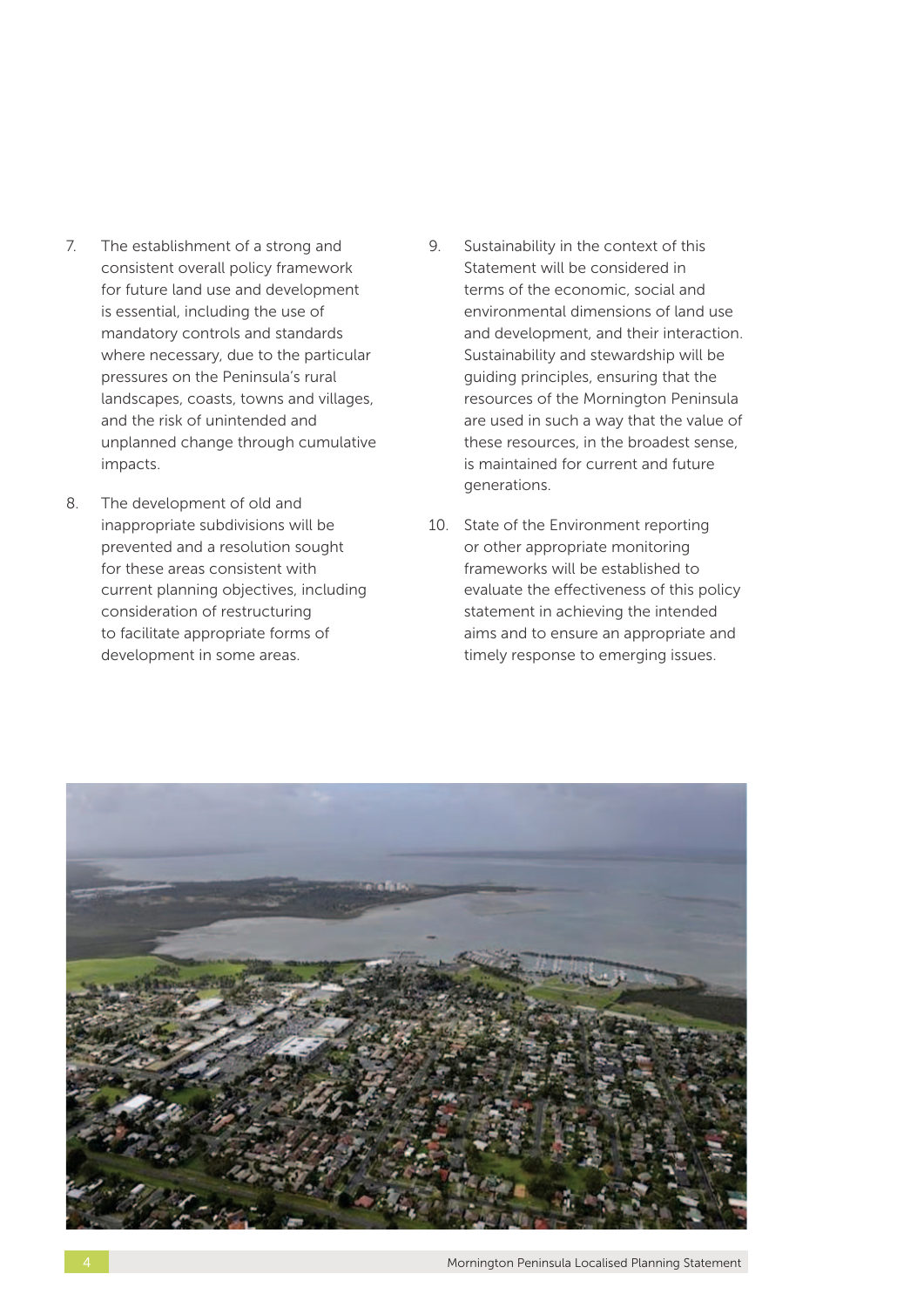7. The establishment of a strong and consistent overall policy framework for future land use and development is essential, including the use of mandatory controls and standards where necessary, due to the particular pressures on the Peninsula's rural landscapes, coasts, towns and villages, and the risk of unintended and unplanned change through cumulative impacts.

8. The development of old and inappropriate subdivisions will be prevented and a resolution sought for these areas consistent with current planning objectives, including consideration of restructuring to facilitate appropriate forms of development in some areas.

9. Sustainability in the context of this Statement will be considered in terms of the economic, social and environmental dimensions of land use and development, and their interaction. Sustainability and stewardship will be guiding principles, ensuring that the resources of the Mornington Peninsula are used in such a way that the value of these resources, in the broadest sense, is maintained for current and future generations.

10. State of the Environment reporting or other appropriate monitoring frameworks will be established to evaluate the effectiveness of this policy statement in achieving the intended aims and to ensure an appropriate and timely response to emerging issues.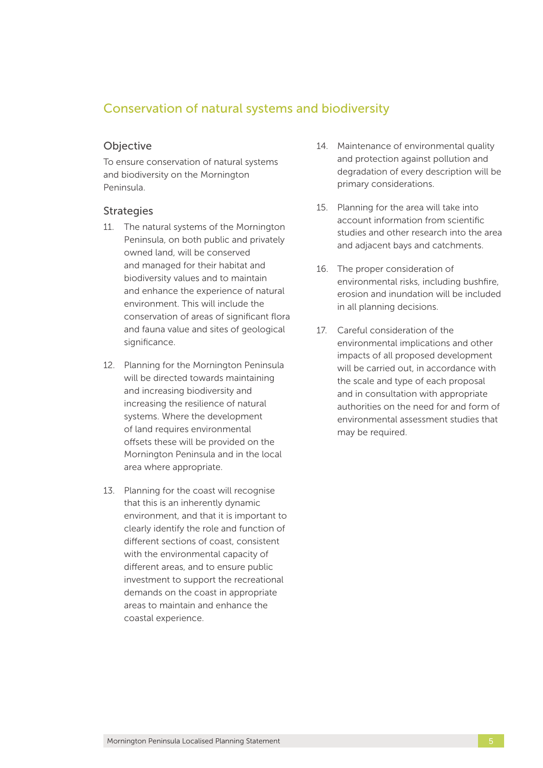## Conservation of natural systems and biodiversity

### Objective

To ensure conservation of natural systems and biodiversity on the Mornington Peninsula.

### Strategies

11. The natural systems of the Mornington Peninsula, on both public and privately owned land, will be conserved and managed for their habitat and biodiversity values and to maintain and enhance the experience of natural environment. This will include the conservation of areas of significant flora and fauna value and sites of geological significance.

12. Planning for the Mornington Peninsula will be directed towards maintaining and increasing biodiversity and increasing the resilience of natural systems. Where the development of land requires environmental offsets these will be provided on the Mornington Peninsula and in the local area where appropriate.

13. Planning for the coast will recognise that this is an inherently dynamic environment, and that it is important to clearly identify the role and function of different sections of coast, consistent with the environmental capacity of different areas, and to ensure public investment to support the recreational demands on the coast in appropriate areas to maintain and enhance the coastal experience.

14. Maintenance of environmental quality and protection against pollution and degradation of every description will be primary considerations.

15. Planning for the area will take into account information from scientific studies and other research into the area and adjacent bays and catchments.

16. The proper consideration of environmental risks, including bushfire, erosion and inundation will be included in all planning decisions.

17. Careful consideration of the environmental implications and other impacts of all proposed development will be carried out, in accordance with the scale and type of each proposal and in consultation with appropriate authorities on the need for and form of environmental assessment studies that may be required.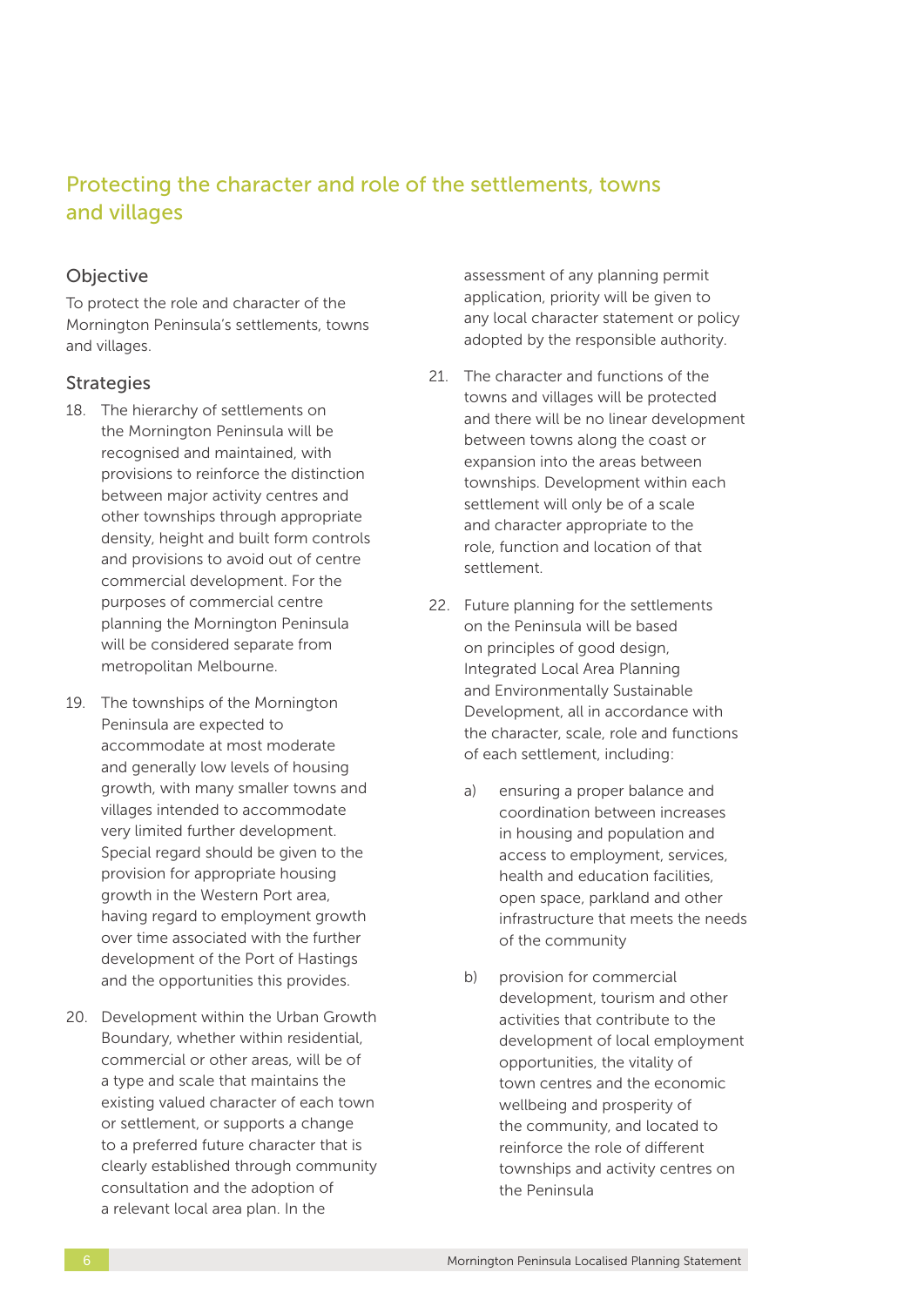## Protecting the character and role of the settlements, towns and villages

### Objective

To protect the role and character of the Mornington Peninsula's settlements, towns and villages.

### Strategies

18. The hierarchy of settlements on the Mornington Peninsula will be recognised and maintained, with provisions to reinforce the distinction between major activity centres and other townships through appropriate density, height and built form controls and provisions to avoid out of centre commercial development. For the purposes of commercial centre planning the Mornington Peninsula will be considered separate from metropolitan Melbourne.

19. The townships of the Mornington Peninsula are expected to accommodate at most moderate and generally low levels of housing growth, with many smaller towns and villages intended to accommodate very limited further development. Special regard should be given to the provision for appropriate housing growth in the Western Port area, having regard to employment growth over time associated with the further development of the Port of Hastings and the opportunities this provides.

20. Development within the Urban Growth Boundary, whether within residential, commercial or other areas, will be of a type and scale that maintains the existing valued character of each town or settlement, or supports a change to a preferred future character that is clearly established through community consultation and the adoption of a relevant local area plan. In the assessment of any planning permit application, priority will be given to any local character statement or policy adopted by the responsible authority.

21. The character and functions of the towns and villages will be protected and there will be no linear development between towns along the coast or expansion into the areas between townships. Development within each settlement will only be of a scale and character appropriate to the role, function and location of that settlement.

22. Future planning for the settlements on the Peninsula will be based on principles of good design, Integrated Local Area Planning and Environmentally Sustainable Development, all in accordance with the character, scale, role and functions of each settlement, including:

    a) ensuring a proper balance and coordination between increases in housing and population and access to employment, services, health and education facilities, open space, parkland and other infrastructure that meets the needs of the community

    b) provision for commercial development, tourism and other activities that contribute to the development of local employment opportunities, the vitality of town centres and the economic wellbeing and prosperity of the community, and located to reinforce the role of different townships and activity centres on the Peninsula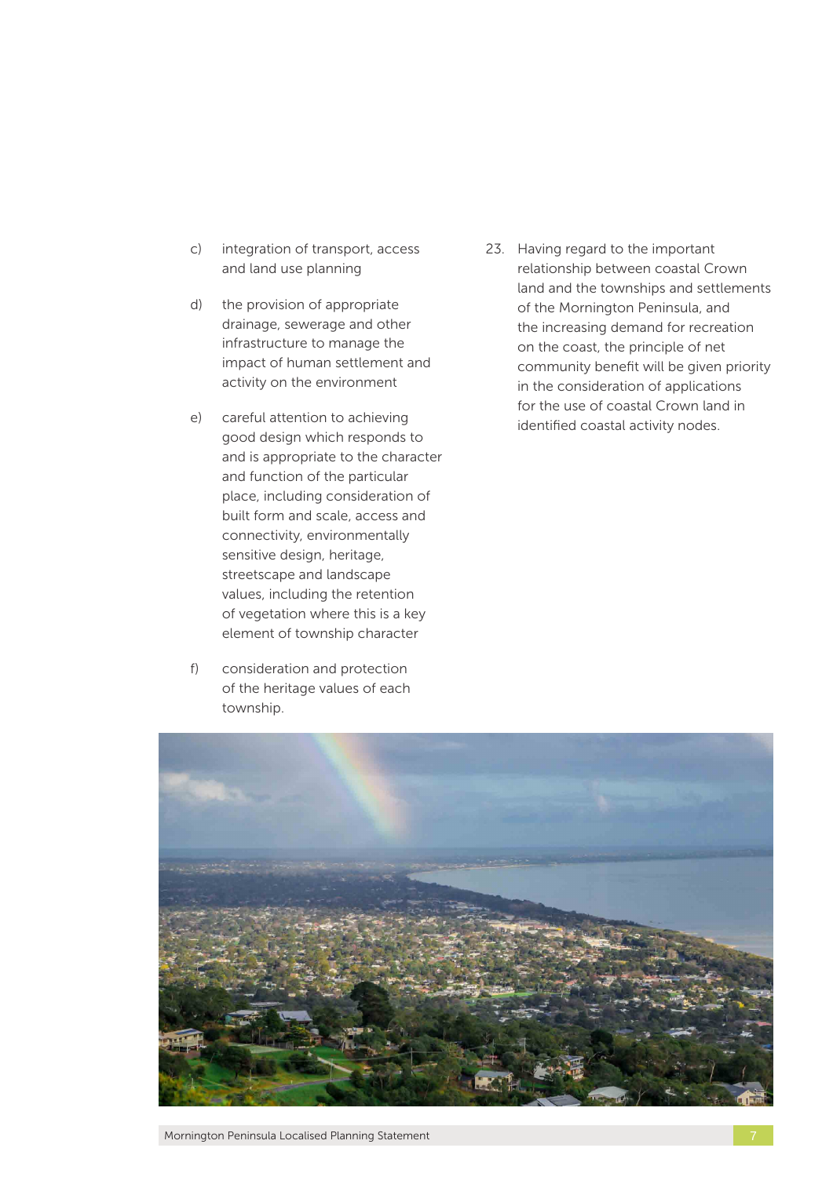c) integration of transport, access and land use planning

d) the provision of appropriate drainage, sewerage and other infrastructure to manage the impact of human settlement and activity on the environment

e) careful attention to achieving good design which responds to and is appropriate to the character and function of the particular place, including consideration of built form and scale, access and connectivity, environmentally sensitive design, heritage, streetscape and landscape values, including the retention of vegetation where this is a key element of township character

f) consideration and protection of the heritage values of each township.

23. Having regard to the important relationship between coastal Crown land and the townships and settlements of the Mornington Peninsula, and the increasing demand for recreation on the coast, the principle of net community benefit will be given priority in the consideration of applications for the use of coastal Crown land in identified coastal activity nodes.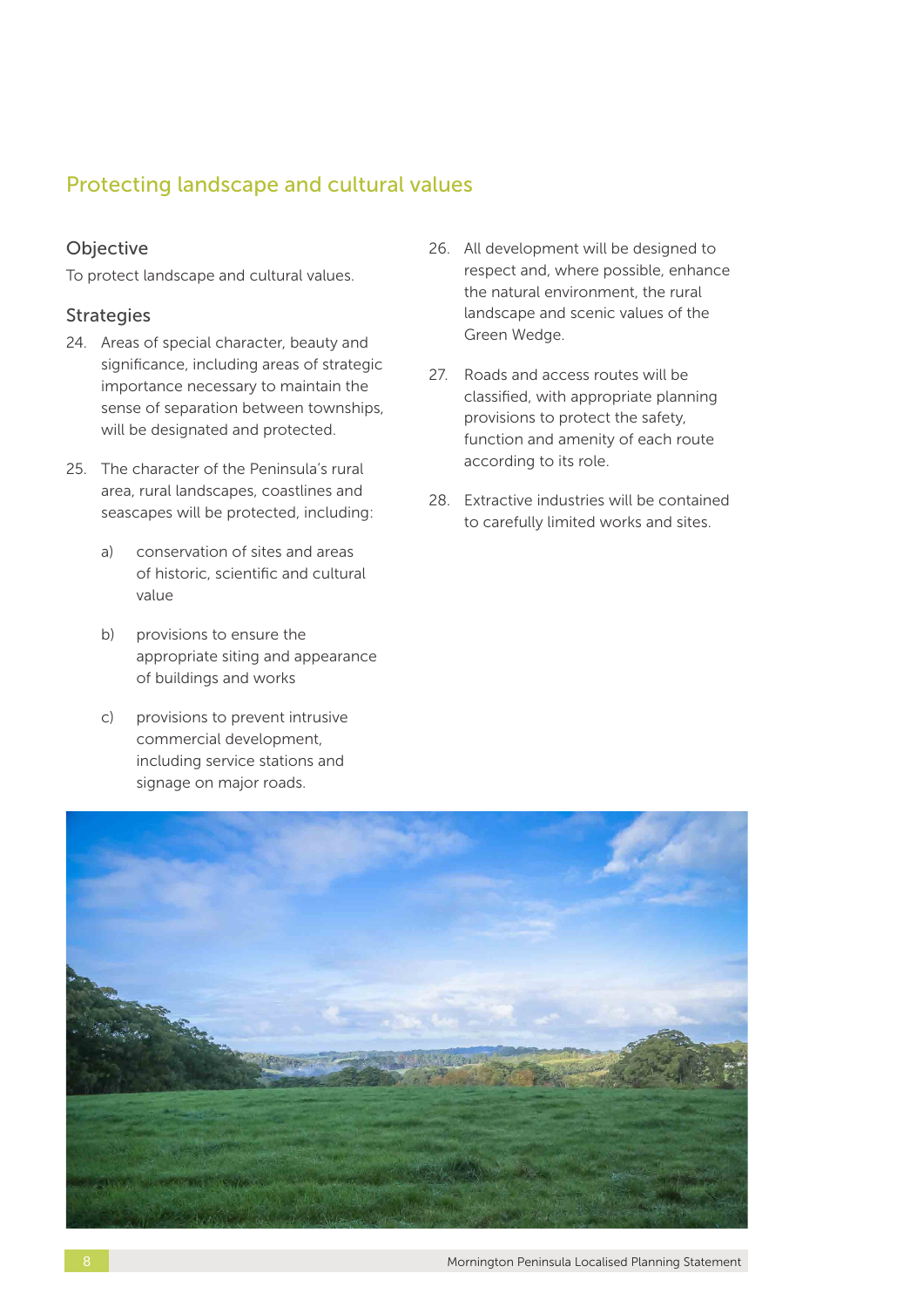## Protecting landscape and cultural values

### Objective

To protect landscape and cultural values.

### Strategies

24. Areas of special character, beauty and significance, including areas of strategic importance necessary to maintain the sense of separation between townships, will be designated and protected.

25. The character of the Peninsula's rural area, rural landscapes, coastlines and seascapes will be protected, including:

    a) conservation of sites and areas of historic, scientific and cultural value

    b) provisions to ensure the appropriate siting and appearance of buildings and works

    c) provisions to prevent intrusive commercial development, including service stations and signage on major roads.

26. All development will be designed to respect and, where possible, enhance the natural environment, the rural landscape and scenic values of the Green Wedge.

27. Roads and access routes will be classified, with appropriate planning provisions to protect the safety, function and amenity of each route according to its role.

28. Extractive industries will be contained to carefully limited works and sites.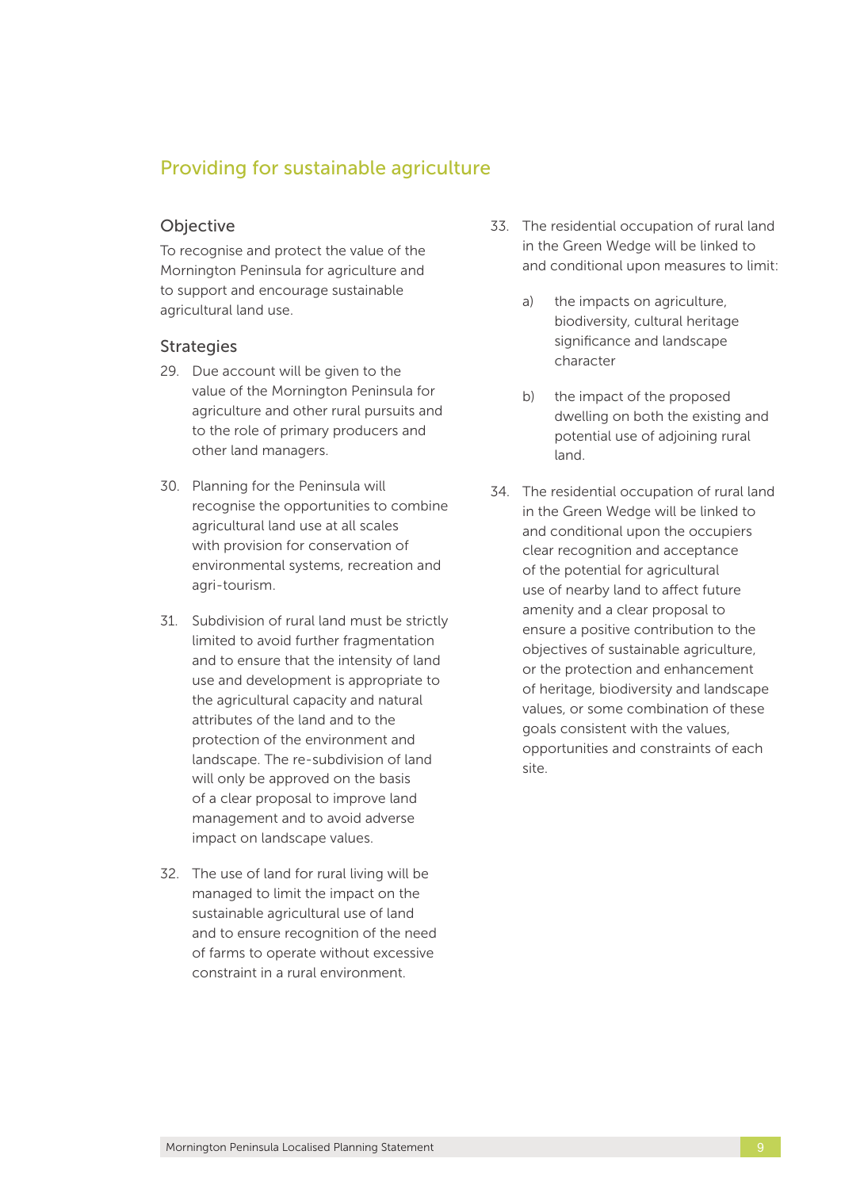## Providing for sustainable agriculture

### Objective

To recognise and protect the value of the Mornington Peninsula for agriculture and to support and encourage sustainable agricultural land use.

### Strategies

29. Due account will be given to the value of the Mornington Peninsula for agriculture and other rural pursuits and to the role of primary producers and other land managers.

30. Planning for the Peninsula will recognise the opportunities to combine agricultural land use at all scales with provision for conservation of environmental systems, recreation and agri-tourism.

31. Subdivision of rural land must be strictly limited to avoid further fragmentation and to ensure that the intensity of land use and development is appropriate to the agricultural capacity and natural attributes of the land and to the protection of the environment and landscape. The re-subdivision of land will only be approved on the basis of a clear proposal to improve land management and to avoid adverse impact on landscape values.

32. The use of land for rural living will be managed to limit the impact on the sustainable agricultural use of land and to ensure recognition of the need of farms to operate without excessive constraint in a rural environment.

33. The residential occupation of rural land in the Green Wedge will be linked to and conditional upon measures to limit:

    a) the impacts on agriculture, biodiversity, cultural heritage significance and landscape character

    b) the impact of the proposed dwelling on both the existing and potential use of adjoining rural land.

34. The residential occupation of rural land in the Green Wedge will be linked to and conditional upon the occupiers clear recognition and acceptance of the potential for agricultural use of nearby land to affect future amenity and a clear proposal to ensure a positive contribution to the objectives of sustainable agriculture, or the protection and enhancement of heritage, biodiversity and landscape values, or some combination of these goals consistent with the values, opportunities and constraints of each site.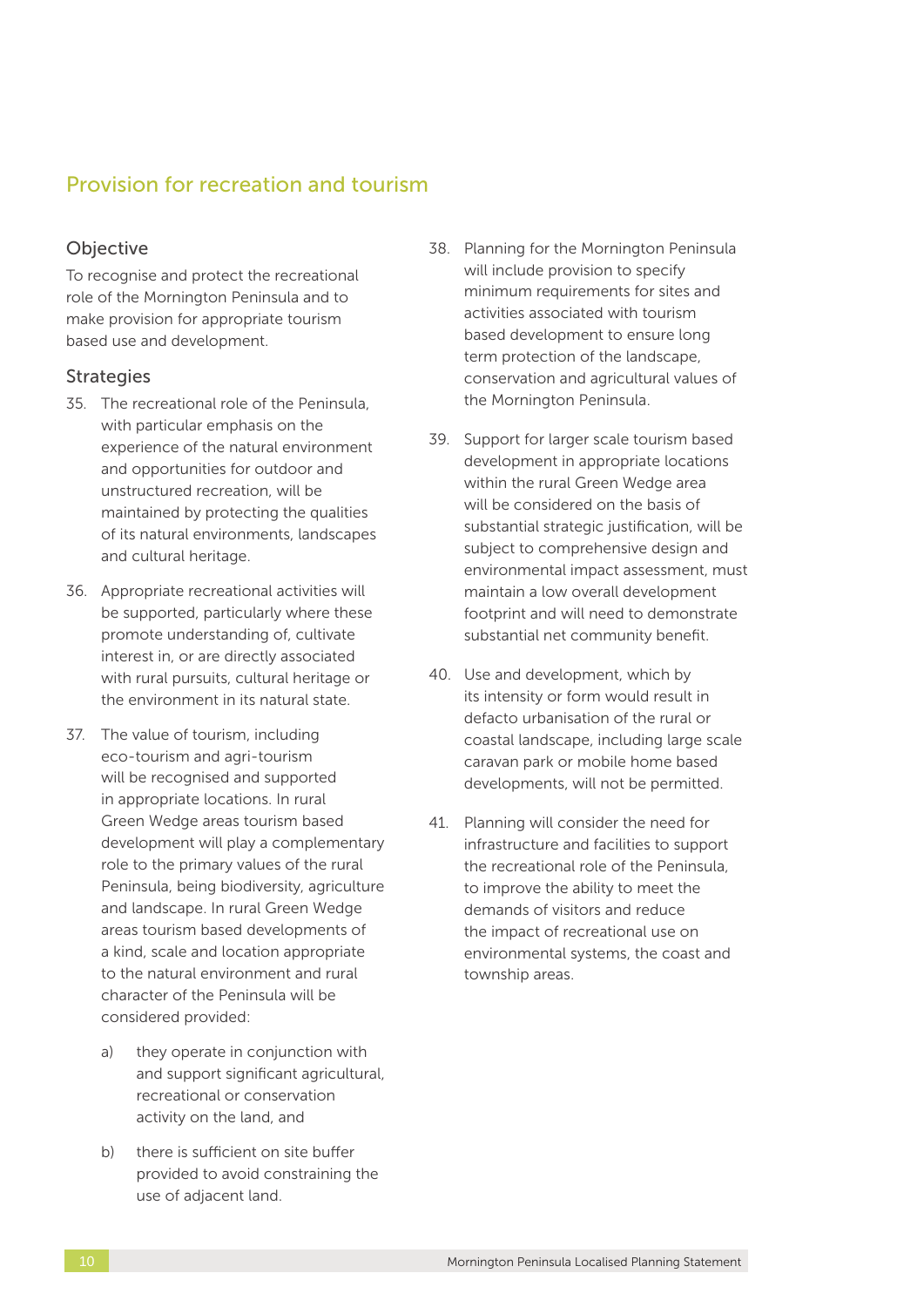## Provision for recreation and tourism

### Objective

To recognise and protect the recreational role of the Mornington Peninsula and to make provision for appropriate tourism based use and development.

### Strategies

35. The recreational role of the Peninsula, with particular emphasis on the experience of the natural environment and opportunities for outdoor and unstructured recreation, will be maintained by protecting the qualities of its natural environments, landscapes and cultural heritage.

36. Appropriate recreational activities will be supported, particularly where these promote understanding of, cultivate interest in, or are directly associated with rural pursuits, cultural heritage or the environment in its natural state.

37. The value of tourism, including eco-tourism and agri-tourism will be recognised and supported in appropriate locations. In rural Green Wedge areas tourism based development will play a complementary role to the primary values of the rural Peninsula, being biodiversity, agriculture and landscape. In rural Green Wedge areas tourism based developments of a kind, scale and location appropriate to the natural environment and rural character of the Peninsula will be considered provided:

    a) they operate in conjunction with and support significant agricultural, recreational or conservation activity on the land, and

    b) there is sufficient on site buffer provided to avoid constraining the use of adjacent land.

38. Planning for the Mornington Peninsula will include provision to specify minimum requirements for sites and activities associated with tourism based development to ensure long term protection of the landscape, conservation and agricultural values of the Mornington Peninsula.

39. Support for larger scale tourism based development in appropriate locations within the rural Green Wedge area will be considered on the basis of substantial strategic justification, will be subject to comprehensive design and environmental impact assessment, must maintain a low overall development footprint and will need to demonstrate substantial net community benefit.

40. Use and development, which by its intensity or form would result in defacto urbanisation of the rural or coastal landscape, including large scale caravan park or mobile home based developments, will not be permitted.

41. Planning will consider the need for infrastructure and facilities to support the recreational role of the Peninsula, to improve the ability to meet the demands of visitors and reduce the impact of recreational use on environmental systems, the coast and township areas.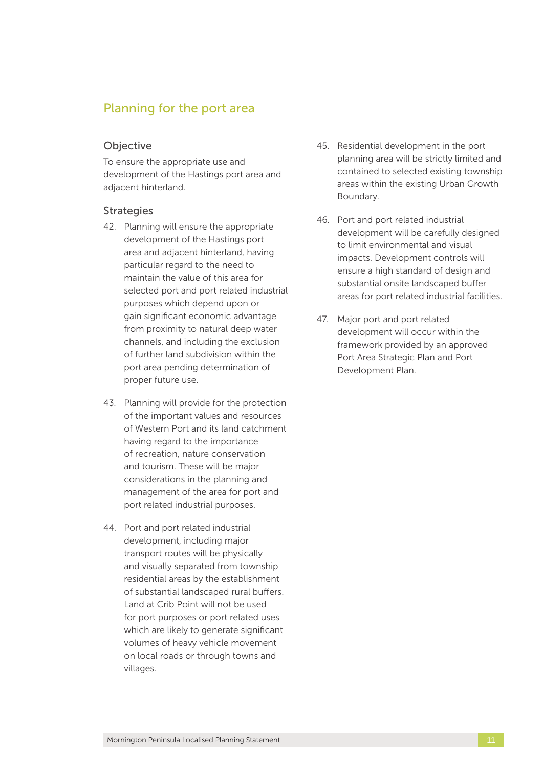## Planning for the port area

### Objective

To ensure the appropriate use and development of the Hastings port area and adjacent hinterland.

### Strategies

42. Planning will ensure the appropriate development of the Hastings port area and adjacent hinterland, having particular regard to the need to maintain the value of this area for selected port and port related industrial purposes which depend upon or gain significant economic advantage from proximity to natural deep water channels, and including the exclusion of further land subdivision within the port area pending determination of proper future use.

43. Planning will provide for the protection of the important values and resources of Western Port and its land catchment having regard to the importance of recreation, nature conservation and tourism. These will be major considerations in the planning and management of the area for port and port related industrial purposes.

44. Port and port related industrial development, including major transport routes will be physically and visually separated from township residential areas by the establishment of substantial landscaped rural buffers. Land at Crib Point will not be used for port purposes or port related uses which are likely to generate significant volumes of heavy vehicle movement on local roads or through towns and villages.

45. Residential development in the port planning area will be strictly limited and contained to selected existing township areas within the existing Urban Growth Boundary.

46. Port and port related industrial development will be carefully designed to limit environmental and visual impacts. Development controls will ensure a high standard of design and substantial onsite landscaped buffer areas for port related industrial facilities.

47. Major port and port related development will occur within the framework provided by an approved Port Area Strategic Plan and Port Development Plan.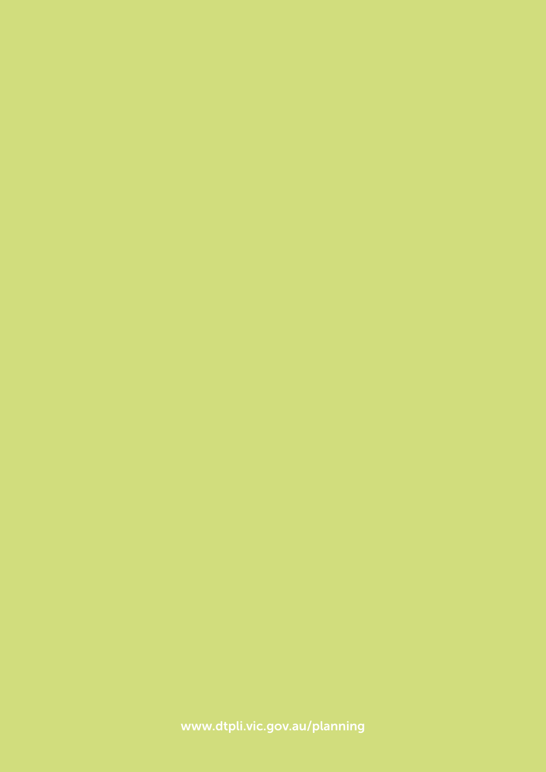www.dtpli.vic.gov.au/planning